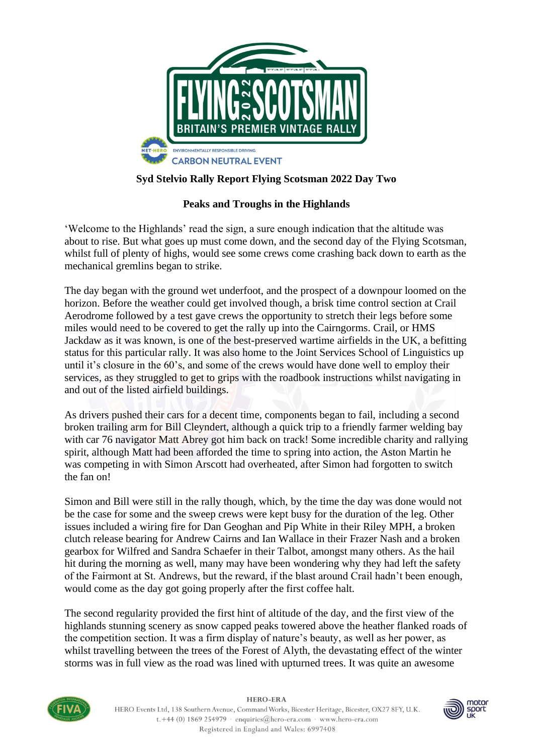**Syd Stelvio Rally Report Flying Scotsman 2022 Day Two**

**Peaks and Troughs in the Highlands**

'Welcome to the Highlands' read the sign, a sure enough indication that the altitude was about to rise. But what goes up must come down, and the second day of the Flying Scotsman, whilst full of plenty of highs, would see some crews come crashing back down to earth as the mechanical gremlins began to strike.

The day began with the ground wet underfoot, and the prospect of a downpour loomed on the horizon. Before the weather could get involved though, a brisk time control section at Crail Aerodrome followed by a test gave crews the opportunity to stretch their legs before some miles would need to be covered to get the rally up into the Cairngorms. Crail, or HMS Jackdaw as it was known, is one of the best-preserved wartime airfields in the UK, a befitting status for this particular rally. It was also home to the Joint Services School of Linguistics up until it's closure in the 60's, and some of the crews would have done well to employ their services, as they struggled to get to grips with the roadbook instructions whilst navigating in and out of the listed airfield buildings.

As drivers pushed their cars for a decent time, components began to fail, including a second broken trailing arm for Bill Cleyndert, although a quick trip to a friendly farmer welding bay with car 76 navigator Matt Abrey got him back on track! Some incredible charity and rallying spirit, although Matt had been afforded the time to spring into action, the Aston Martin he was competing in with Simon Arscott had overheated, after Simon had forgotten to switch the fan on!

Simon and Bill were still in the rally though, which, by the time the day was done would not be the case for some and the sweep crews were kept busy for the duration of the leg. Other issues included a wiring fire for Dan Geoghan and Pip White in their Riley MPH, a broken clutch release bearing for Andrew Cairns and Ian Wallace in their Frazer Nash and a broken gearbox for Wilfred and Sandra Schaefer in their Talbot, amongst many others. As the hail hit during the morning as well, many may have been wondering why they had left the safety of the Fairmont at St. Andrews, but the reward, if the blast around Crail hadn't been enough, would come as the day got going properly after the first coffee halt.

The second regularity provided the first hint of altitude of the day, and the first view of the highlands stunning scenery as snow capped peaks towered above the heather flanked roads of the competition section. It was a firm display of nature's beauty, as well as her power, as whilst travelling between the trees of the Forest of Alyth, the devastating effect of the winter storms was in full view as the road was lined with upturned trees. It was quite an awesome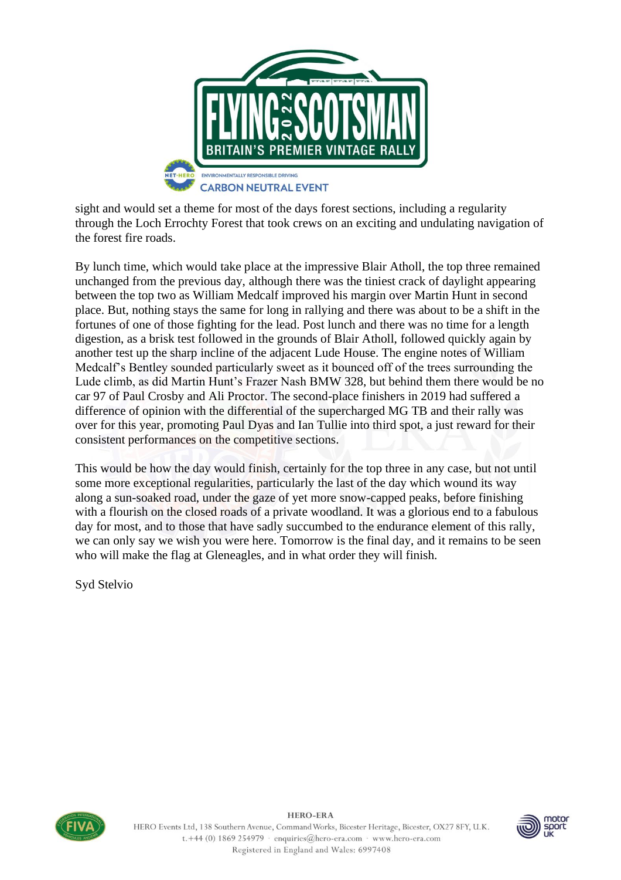sight and would set a theme for most of the days forest sections, including a regularity through the Loch Errochty Forest that took crews on an exciting and undulating navigation of the forest fire roads.

By lunch time, which would take place at the impressive Blair Atholl, the top three remained unchanged from the previous day, although there was the tiniest crack of daylight appearing between the top two as William Medcalf improved his margin over Martin Hunt in second place. But, nothing stays the same for long in rallying and there was about to be a shift in the fortunes of one of those fighting for the lead. Post lunch and there was no time for a length digestion, as a brisk test followed in the grounds of Blair Atholl, followed quickly again by another test up the sharp incline of the adjacent Lude House. The engine notes of William Medcalf's Bentley sounded particularly sweet as it bounced off of the trees surrounding the Lude climb, as did Martin Hunt's Frazer Nash BMW 328, but behind them there would be no car 97 of Paul Crosby and Ali Proctor. The second-place finishers in 2019 had suffered a difference of opinion with the differential of the supercharged MG TB and their rally was over for this year, promoting Paul Dyas and Ian Tullie into third spot, a just reward for their consistent performances on the competitive sections.

This would be how the day would finish, certainly for the top three in any case, but not until some more exceptional regularities, particularly the last of the day which wound its way along a sun-soaked road, under the gaze of yet more snow-capped peaks, before finishing with a flourish on the closed roads of a private woodland. It was a glorious end to a fabulous day for most, and to those that have sadly succumbed to the endurance element of this rally, we can only say we wish you were here. Tomorrow is the final day, and it remains to be seen who will make the flag at Gleneagles, and in what order they will finish.

Syd Stelvio